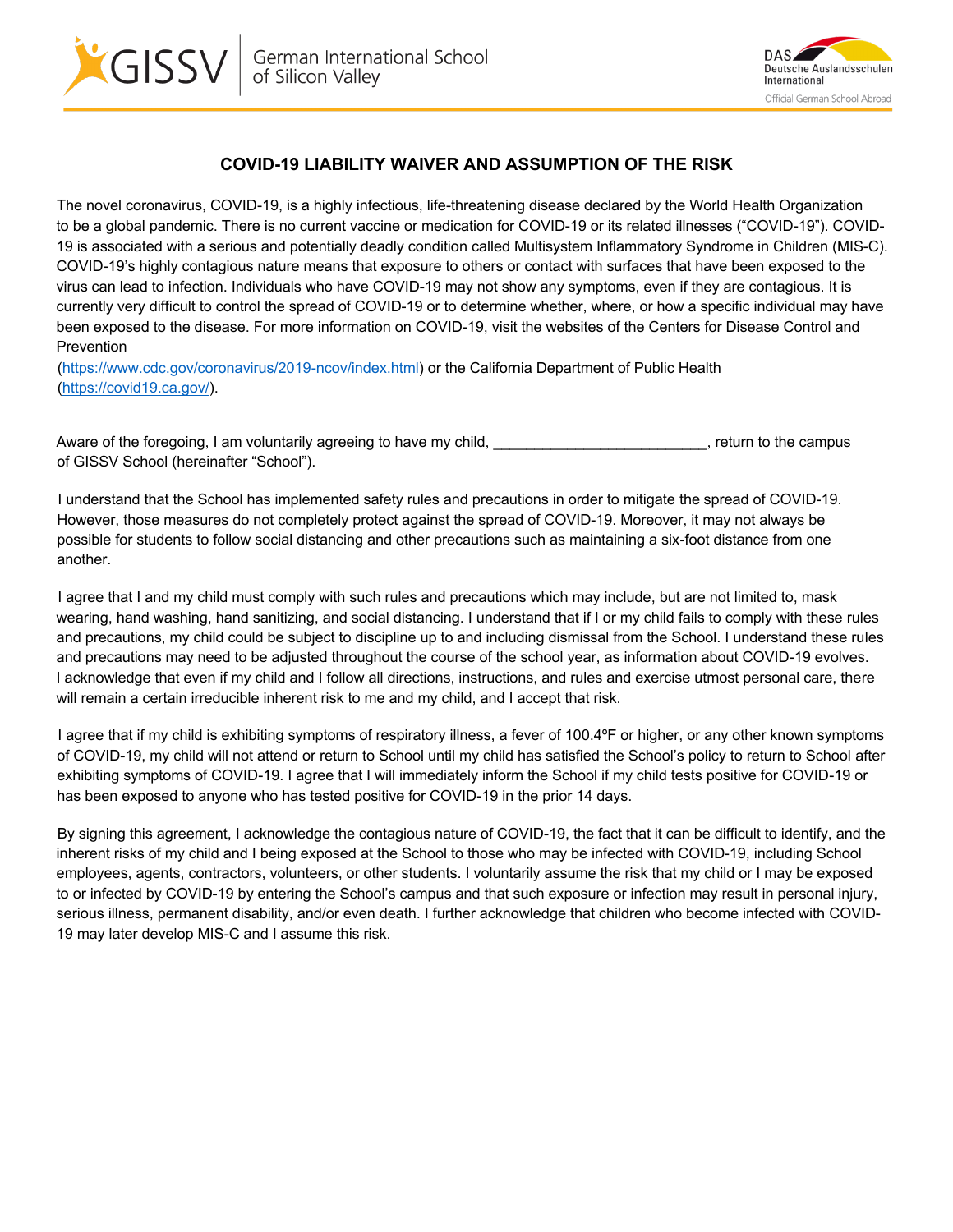# COVID-19 LIABILITY WAIVER AND ASSUMPTION OF THE RISK

The novel coronavirus, COVID-19, is a highly infectious, life-threatening disease declared by the World Health Organization to be a global pandemic. There is no current vaccine or medication for COVID-19 or its related illnesses ("COVID-19"). COVID-19 is associated with a serious and potentially deadly condition called Multisystem Inflammatory Syndrome in Children (MIS-C). COVID-19's highly contagious nature means that exposure to others or contact with surfaces that have been exposed to the virus can lead to infection. Individuals who have COVID-19 may not show any symptoms, even if they are contagious. It is currently very difficult to control the spread of COVID-19 or to determine whether, where, or how a specific individual may have been exposed to the disease. For more information on COVID-19, visit the websites of the Centers for Disease Control and Prevention (https://www.cdc.gov/coronavirus/2019-ncov/index.html) or the California Department of Public Health (https://covid19.ca.gov/).

Aware of the foregoing, I am voluntarily agreeing to have my child, __________________________, return to the campus of GISSV School (hereinafter "School").

I understand that the School has implemented safety rules and precautions in order to mitigate the spread of COVID-19. However, those measures do not completely protect against the spread of COVID-19. Moreover, it may not always be possible for students to follow social distancing and other precautions such as maintaining a six-foot distance from one another.

I agree that I and my child must comply with such rules and precautions which may include, but are not limited to, mask wearing, hand washing, hand sanitizing, and social distancing. I understand that if I or my child fails to comply with these rules and precautions, my child could be subject to discipline up to and including dismissal from the School. I understand these rules and precautions may need to be adjusted throughout the course of the school year, as information about COVID-19 evolves. I acknowledge that even if my child and I follow all directions, instructions, and rules and exercise utmost personal care, there will remain a certain irreducible inherent risk to me and my child, and I accept that risk.

I agree that if my child is exhibiting symptoms of respiratory illness, a fever of 100.4ºF or higher, or any other known symptoms of COVID-19, my child will not attend or return to School until my child has satisfied the School's policy to return to School after exhibiting symptoms of COVID-19. I agree that I will immediately inform the School if my child tests positive for COVID-19 or has been exposed to anyone who has tested positive for COVID-19 in the prior 14 days.

By signing this agreement, I acknowledge the contagious nature of COVID-19, the fact that it can be difficult to identify, and the inherent risks of my child and I being exposed at the School to those who may be infected with COVID-19, including School employees, agents, contractors, volunteers, or other students. I voluntarily assume the risk that my child or I may be exposed to or infected by COVID-19 by entering the School's campus and that such exposure or infection may result in personal injury, serious illness, permanent disability, and/or even death. I further acknowledge that children who become infected with COVID-19 may later develop MIS-C and I assume this risk.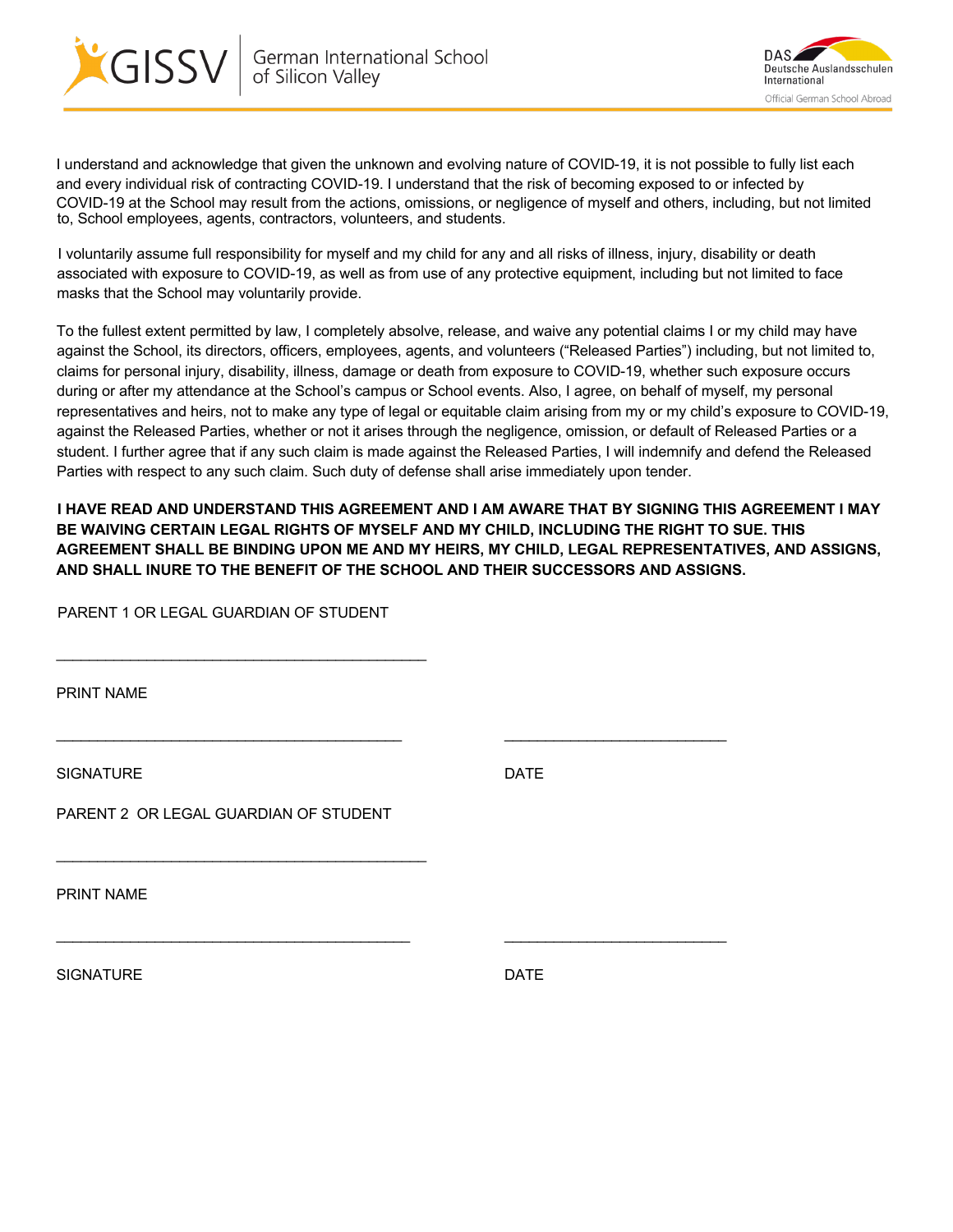I understand and acknowledge that given the unknown and evolving nature of COVID-19, it is not possible to fully list each and every individual risk of contracting COVID-19. I understand that the risk of becoming exposed to or infected by COVID-19 at the School may result from the actions, omissions, or negligence of myself and others, including, but not limited to, School employees, agents, contractors, volunteers, and students.

I voluntarily assume full responsibility for myself and my child for any and all risks of illness, injury, disability or death associated with exposure to COVID-19, as well as from use of any protective equipment, including but not limited to face masks that the School may voluntarily provide.

To the fullest extent permitted by law, I completely absolve, release, and waive any potential claims I or my child may have against the School, its directors, officers, employees, agents, and volunteers ("Released Parties") including, but not limited to, claims for personal injury, disability, illness, damage or death from exposure to COVID-19, whether such exposure occurs during or after my attendance at the School's campus or School events. Also, I agree, on behalf of myself, my personal representatives and heirs, not to make any type of legal or equitable claim arising from my or my child's exposure to COVID-19, against the Released Parties, whether or not it arises through the negligence, omission, or default of Released Parties or a student. I further agree that if any such claim is made against the Released Parties, I will indemnify and defend the Released Parties with respect to any such claim. Such duty of defense shall arise immediately upon tender.

**I HAVE READ AND UNDERSTAND THIS AGREEMENT AND I AM AWARE THAT BY SIGNING THIS AGREEMENT I MAY BE WAIVING CERTAIN LEGAL RIGHTS OF MYSELF AND MY CHILD, INCLUDING THE RIGHT TO SUE. THIS AGREEMENT SHALL BE BINDING UPON ME AND MY HEIRS, MY CHILD, LEGAL REPRESENTATIVES, AND ASSIGNS, AND SHALL INURE TO THE BENEFIT OF THE SCHOOL AND THEIR SUCCESSORS AND ASSIGNS.**

PARENT 1 OR LEGAL GUARDIAN OF STUDENT

_______________________________________________

PRINT NAME

___________________________________________ ____________________________

SIGNATURE DATE

PARENT 2 OR LEGAL GUARDIAN OF STUDENT

_______________________________________________

PRINT NAME

___________________________________________ ____________________________

SIGNATURE DATE